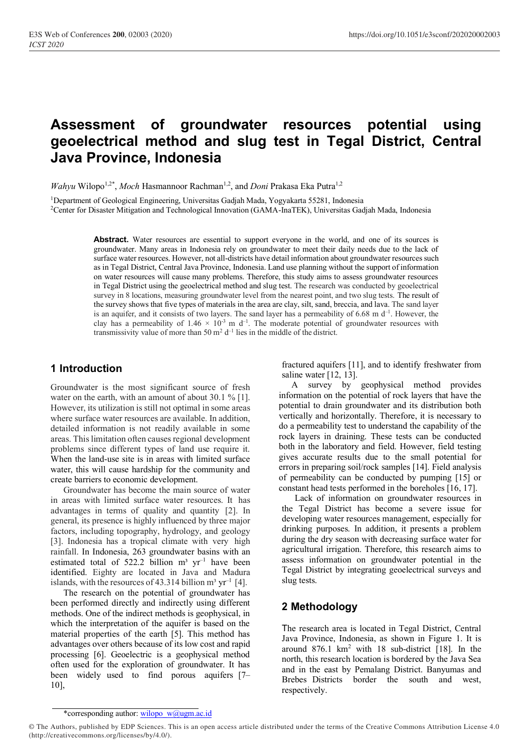# Assessment of groundwater resources potential using geoelectrical method and slug test in Tegal District, Central Java Province, Indonesia

*Wahyu* Wilopo[1,2*], *Moch* Hasmannoor Rachman[1,2], and *Doni* Prakasa Eka Putra[1,2]

[1]Department of Geological Engineering, Universitas Gadjah Mada, Yogyakarta 55281, Indonesia
[2]Center for Disaster Mitigation and Technological Innovation (GAMA-InaTEK), Universitas Gadjah Mada, Indonesia

**Abstract.** Water resources are essential to support everyone in the world, and one of its sources is groundwater. Many areas in Indonesia rely on groundwater to meet their daily needs due to the lack of surface water resources. However, not all-districts have detail information about groundwater resources such as in Tegal District, Central Java Province, Indonesia. Land use planning without the support of information on water resources will cause many problems. Therefore, this study aims to assess groundwater resources in Tegal District using the geoelectrical method and slug test. The research was conducted by geoelectrical survey in 8 locations, measuring groundwater level from the nearest point, and two slug tests. The result of the survey shows that five types of materials in the area are clay, silt, sand, breccia, and lava. The sand layer is an aquifer, and it consists of two layers. The sand layer has a permeability of 6.68 m $d^{-1}$. However, the clay has a permeability of $1.46 \times 10^{-3}$ m $d^{-1}$. The moderate potential of groundwater resources with transmissivity value of more than 50 $m^2$ $d^{-1}$ lies in the middle of the district.

## 1 Introduction

Groundwater is the most significant source of fresh water on the earth, with an amount of about 30.1 % [1]. However, its utilization is still not optimal in some areas where surface water resources are available. In addition, detailed information is not readily available in some areas. This limitation often causes regional development problems since different types of land use require it. When the land-use site is in areas with limited surface water, this will cause hardship for the community and create barriers to economic development.

Groundwater has become the main source of water in areas with limited surface water resources. It has advantages in terms of quality and quantity [2]. In general, its presence is highly influenced by three major factors, including topography, hydrology, and geology [3]. Indonesia has a tropical climate with very high rainfall. In Indonesia, 263 groundwater basins with an estimated total of 522.2 billion $m^3$ $yr^{-1}$ have been identified. Eighty are located in Java and Madura islands, with the resources of 43.314 billion $m^3$ $yr^{-1}$ [4].

The research on the potential of groundwater has been performed directly and indirectly using different methods. One of the indirect methods is geophysical, in which the interpretation of the aquifer is based on the material properties of the earth [5]. This method has advantages over others because of its low cost and rapid processing [6]. Geoelectric is a geophysical method often used for the exploration of groundwater. It has been widely used to find porous aquifers [7–10], fractured aquifers [11], and to identify freshwater from saline water [12, 13].

A survey by geophysical method provides information on the potential of rock layers that have the potential to drain groundwater and its distribution both vertically and horizontally. Therefore, it is necessary to do a permeability test to understand the capability of the rock layers in draining. These tests can be conducted both in the laboratory and field. However, field testing gives accurate results due to the small potential for errors in preparing soil/rock samples [14]. Field analysis of permeability can be conducted by pumping [15] or constant head tests performed in the boreholes [16, 17].

Lack of information on groundwater resources in the Tegal District has become a severe issue for developing water resources management, especially for drinking purposes. In addition, it presents a problem during the dry season with decreasing surface water for agricultural irrigation. Therefore, this research aims to assess information on groundwater potential in the Tegal District by integrating geoelectrical surveys and slug tests.

## 2 Methodology

The research area is located in Tegal District, Central Java Province, Indonesia, as shown in Figure 1. It is around 876.1 $km^2$ with 18 sub-district [18]. In the north, this research location is bordered by the Java Sea and in the east by Pemalang District. Banyumas and Brebes Districts border the south and west, respectively.

*corresponding author: wilopo_w@ugm.ac.id

© The Authors, published by EDP Sciences. This is an open access article distributed under the terms of the Creative Commons Attribution License 4.0 (http://creativecommons.org/licenses/by/4.0/).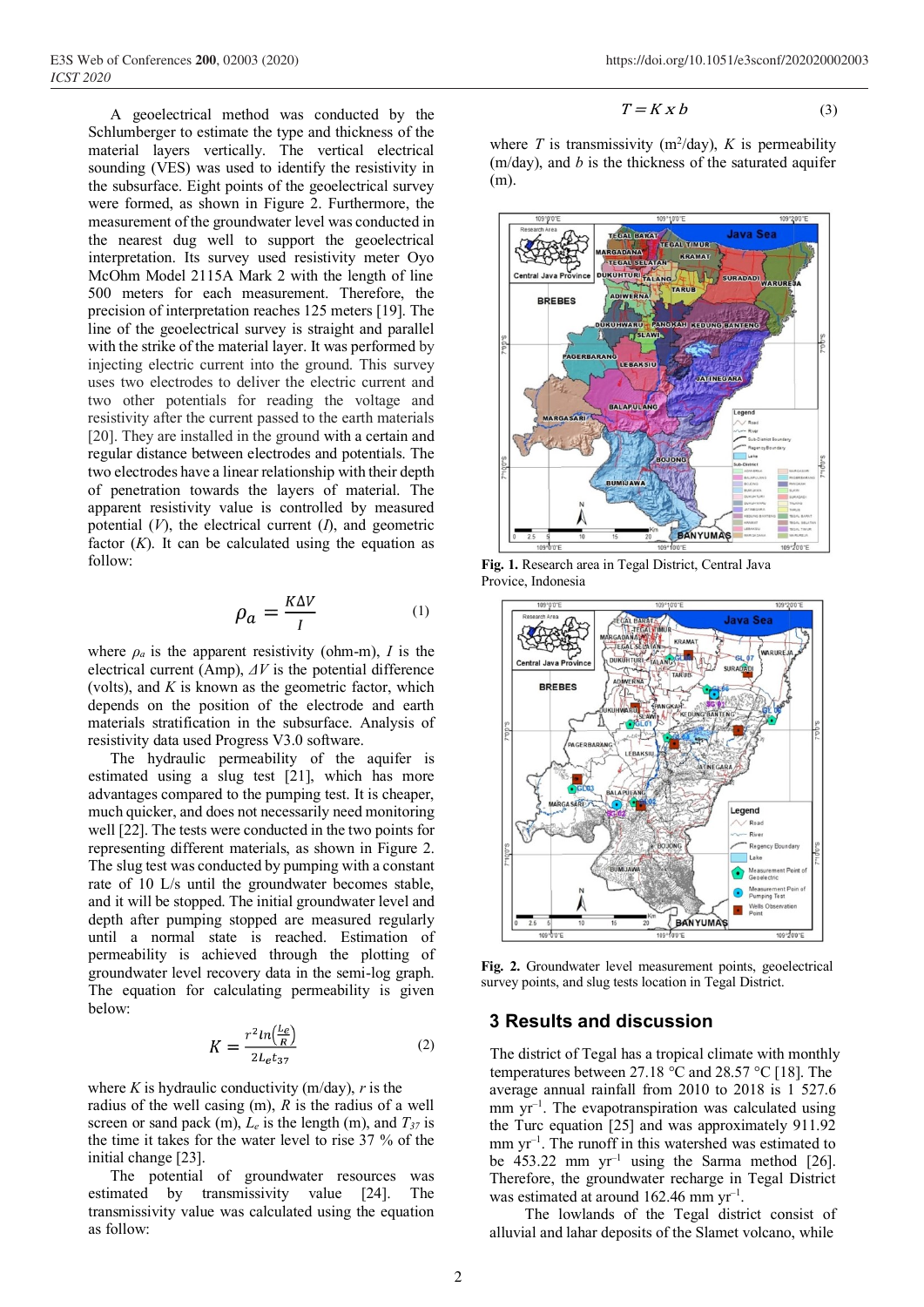A geoelectrical method was conducted by the Schlumberger to estimate the type and thickness of the material layers vertically. The vertical electrical sounding (VES) was used to identify the resistivity in the subsurface. Eight points of the geoelectrical survey were formed, as shown in Figure 2. Furthermore, the measurement of the groundwater level was conducted in the nearest dug well to support the geoelectrical interpretation. Its survey used resistivity meter Oyo McOhm Model 2115A Mark 2 with the length of line 500 meters for each measurement. Therefore, the precision of interpretation reaches 125 meters [19]. The line of the geoelectrical survey is straight and parallel with the strike of the material layer. It was performed by injecting electric current into the ground. This survey uses two electrodes to deliver the electric current and two other potentials for reading the voltage and resistivity after the current passed to the earth materials [20]. They are installed in the ground with a certain and regular distance between electrodes and potentials. The two electrodes have a linear relationship with their depth of penetration towards the layers of material. The apparent resistivity value is controlled by measured potential ($V$), the electrical current ($I$), and geometric factor ($K$). It can be calculated using the equation as follow:

$$\rho_a = \frac{K\Delta V}{I} \tag{1}$$

where $\rho_a$ is the apparent resistivity (ohm-m), $I$ is the electrical current (Amp), $\Delta V$ is the potential difference (volts), and $K$ is known as the geometric factor, which depends on the position of the electrode and earth materials stratification in the subsurface. Analysis of resistivity data used Progress V3.0 software.

The hydraulic permeability of the aquifer is estimated using a slug test [21], which has more advantages compared to the pumping test. It is cheaper, much quicker, and does not necessarily need monitoring well [22]. The tests were conducted in the two points for representing different materials, as shown in Figure 2. The slug test was conducted by pumping with a constant rate of 10 L/s until the groundwater becomes stable, and it will be stopped. The initial groundwater level and depth after pumping stopped are measured regularly until a normal state is reached. Estimation of permeability is achieved through the plotting of groundwater level recovery data in the semi-log graph. The equation for calculating permeability is given below:

$$K = \frac{r^2 \ln\left(\frac{L_e}{R}\right)}{2L_e t_{37}} \tag{2}$$

where $K$ is hydraulic conductivity (m/day), $r$ is the radius of the well casing (m), $R$ is the radius of a well screen or sand pack (m), $L_e$ is the length (m), and $T_{37}$ is the time it takes for the water level to rise 37 % of the initial change [23].

The potential of groundwater resources was estimated by transmissivity value [24]. The transmissivity value was calculated using the equation as follow:

$$T = K \times b \tag{3}$$

where $T$ is transmissivity (m$^2$/day), $K$ is permeability (m/day), and $b$ is the thickness of the saturated aquifer (m).

**Fig. 1.** Research area in Tegal District, Central Java Provice, Indonesia

**Fig. 2.** Groundwater level measurement points, geoelectrical survey points, and slug tests location in Tegal District.

## 3 Results and discussion

The district of Tegal has a tropical climate with monthly temperatures between 27.18 °C and 28.57 °C [18]. The average annual rainfall from 2010 to 2018 is 1 527.6 mm yr$^{-1}$. The evapotranspiration was calculated using the Turc equation [25] and was approximately 911.92 mm yr$^{-1}$. The runoff in this watershed was estimated to be 453.22 mm yr$^{-1}$ using the Sarma method [26]. Therefore, the groundwater recharge in Tegal District was estimated at around 162.46 mm yr$^{-1}$.

The lowlands of the Tegal district consist of alluvial and lahar deposits of the Slamet volcano, while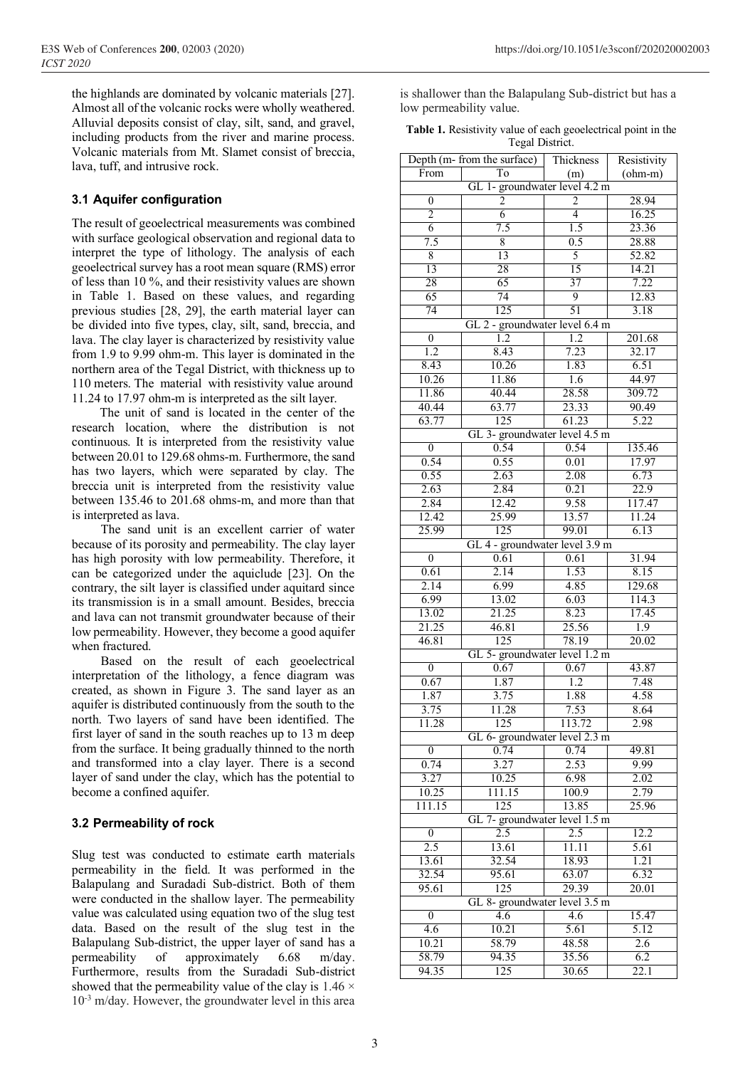the highlands are dominated by volcanic materials [27]. Almost all of the volcanic rocks were wholly weathered. Alluvial deposits consist of clay, silt, sand, and gravel, including products from the river and marine process. Volcanic materials from Mt. Slamet consist of breccia, lava, tuff, and intrusive rock.

### 3.1 Aquifer configuration

The result of geoelectrical measurements was combined with surface geological observation and regional data to interpret the type of lithology. The analysis of each geoelectrical survey has a root mean square (RMS) error of less than 10 %, and their resistivity values are shown in Table 1. Based on these values, and regarding previous studies [28, 29], the earth material layer can be divided into five types, clay, silt, sand, breccia, and lava. The clay layer is characterized by resistivity value from 1.9 to 9.99 ohm-m. This layer is dominated in the northern area of the Tegal District, with thickness up to 110 meters. The material with resistivity value around 11.24 to 17.97 ohm-m is interpreted as the silt layer.

The unit of sand is located in the center of the research location, where the distribution is not continuous. It is interpreted from the resistivity value between 20.01 to 129.68 ohms-m. Furthermore, the sand has two layers, which were separated by clay. The breccia unit is interpreted from the resistivity value between 135.46 to 201.68 ohms-m, and more than that is interpreted as lava.

The sand unit is an excellent carrier of water because of its porosity and permeability. The clay layer has high porosity with low permeability. Therefore, it can be categorized under the aquiclude [23]. On the contrary, the silt layer is classified under aquitard since its transmission is in a small amount. Besides, breccia and lava can not transmit groundwater because of their low permeability. However, they become a good aquifer when fractured.

Based on the result of each geoelectrical interpretation of the lithology, a fence diagram was created, as shown in Figure 3. The sand layer as an aquifer is distributed continuously from the south to the north. Two layers of sand have been identified. The first layer of sand in the south reaches up to 13 m deep from the surface. It being gradually thinned to the north and transformed into a clay layer. There is a second layer of sand under the clay, which has the potential to become a confined aquifer.

### 3.2 Permeability of rock

Slug test was conducted to estimate earth materials permeability in the field. It was performed in the Balapulang and Suradadi Sub-district. Both of them were conducted in the shallow layer. The permeability value was calculated using equation two of the slug test data. Based on the result of the slug test in the Balapulang Sub-district, the upper layer of sand has a permeability of approximately 6.68 m/day. Furthermore, results from the Suradadi Sub-district showed that the permeability value of the clay is $1.46 \times 10^{-3}$ m/day. However, the groundwater level in this area is shallower than the Balapulang Sub-district but has a low permeability value.

**Table 1.** Resistivity value of each geoelectrical point in the Tegal District.

| Depth (m- from the surface) | | Thickness | Resistivity |
|---|---|---|---|
| From | To | (m) | (ohm-m) |
| GL 1- groundwater level 4.2 m | | | |
| 0 | 2 | 2 | 28.94 |
| 2 | 6 | 4 | 16.25 |
| 6 | 7.5 | 1.5 | 23.36 |
| 7.5 | 8 | 0.5 | 28.88 |
| 8 | 13 | 5 | 52.82 |
| 13 | 28 | 15 | 14.21 |
| 28 | 65 | 37 | 7.22 |
| 65 | 74 | 9 | 12.83 |
| 74 | 125 | 51 | 3.18 |
| GL 2 - groundwater level 6.4 m | | | |
| 0 | 1.2 | 1.2 | 201.68 |
| 1.2 | 8.43 | 7.23 | 32.17 |
| 8.43 | 10.26 | 1.83 | 6.51 |
| 10.26 | 11.86 | 1.6 | 44.97 |
| 11.86 | 40.44 | 28.58 | 309.72 |
| 40.44 | 63.77 | 23.33 | 90.49 |
| 63.77 | 125 | 61.23 | 5.22 |
| GL 3- groundwater level 4.5 m | | | |
| 0 | 0.54 | 0.54 | 135.46 |
| 0.54 | 0.55 | 0.01 | 17.97 |
| 0.55 | 2.63 | 2.08 | 6.73 |
| 2.63 | 2.84 | 0.21 | 22.9 |
| 2.84 | 12.42 | 9.58 | 117.47 |
| 12.42 | 25.99 | 13.57 | 11.24 |
| 25.99 | 125 | 99.01 | 6.13 |
| GL 4 - groundwater level 3.9 m | | | |
| 0 | 0.61 | 0.61 | 31.94 |
| 0.61 | 2.14 | 1.53 | 8.15 |
| 2.14 | 6.99 | 4.85 | 129.68 |
| 6.99 | 13.02 | 6.03 | 114.3 |
| 13.02 | 21.25 | 8.23 | 17.45 |
| 21.25 | 46.81 | 25.56 | 1.9 |
| 46.81 | 125 | 78.19 | 20.02 |
| GL 5- groundwater level 1.2 m | | | |
| 0 | 0.67 | 0.67 | 43.87 |
| 0.67 | 1.87 | 1.2 | 7.48 |
| 1.87 | 3.75 | 1.88 | 4.58 |
| 3.75 | 11.28 | 7.53 | 8.64 |
| 11.28 | 125 | 113.72 | 2.98 |
| GL 6- groundwater level 2.3 m | | | |
| 0 | 0.74 | 0.74 | 49.81 |
| 0.74 | 3.27 | 2.53 | 9.99 |
| 3.27 | 10.25 | 6.98 | 2.02 |
| 10.25 | 111.15 | 100.9 | 2.79 |
| 111.15 | 125 | 13.85 | 25.96 |
| GL 7- groundwater level 1.5 m | | | |
| 0 | 2.5 | 2.5 | 12.2 |
| 2.5 | 13.61 | 11.11 | 5.61 |
| 13.61 | 32.54 | 18.93 | 1.21 |
| 32.54 | 95.61 | 63.07 | 6.32 |
| 95.61 | 125 | 29.39 | 20.01 |
| GL 8- groundwater level 3.5 m | | | |
| 0 | 4.6 | 4.6 | 15.47 |
| 4.6 | 10.21 | 5.61 | 5.12 |
| 10.21 | 58.79 | 48.58 | 2.6 |
| 58.79 | 94.35 | 35.56 | 6.2 |
| 94.35 | 125 | 30.65 | 22.1 |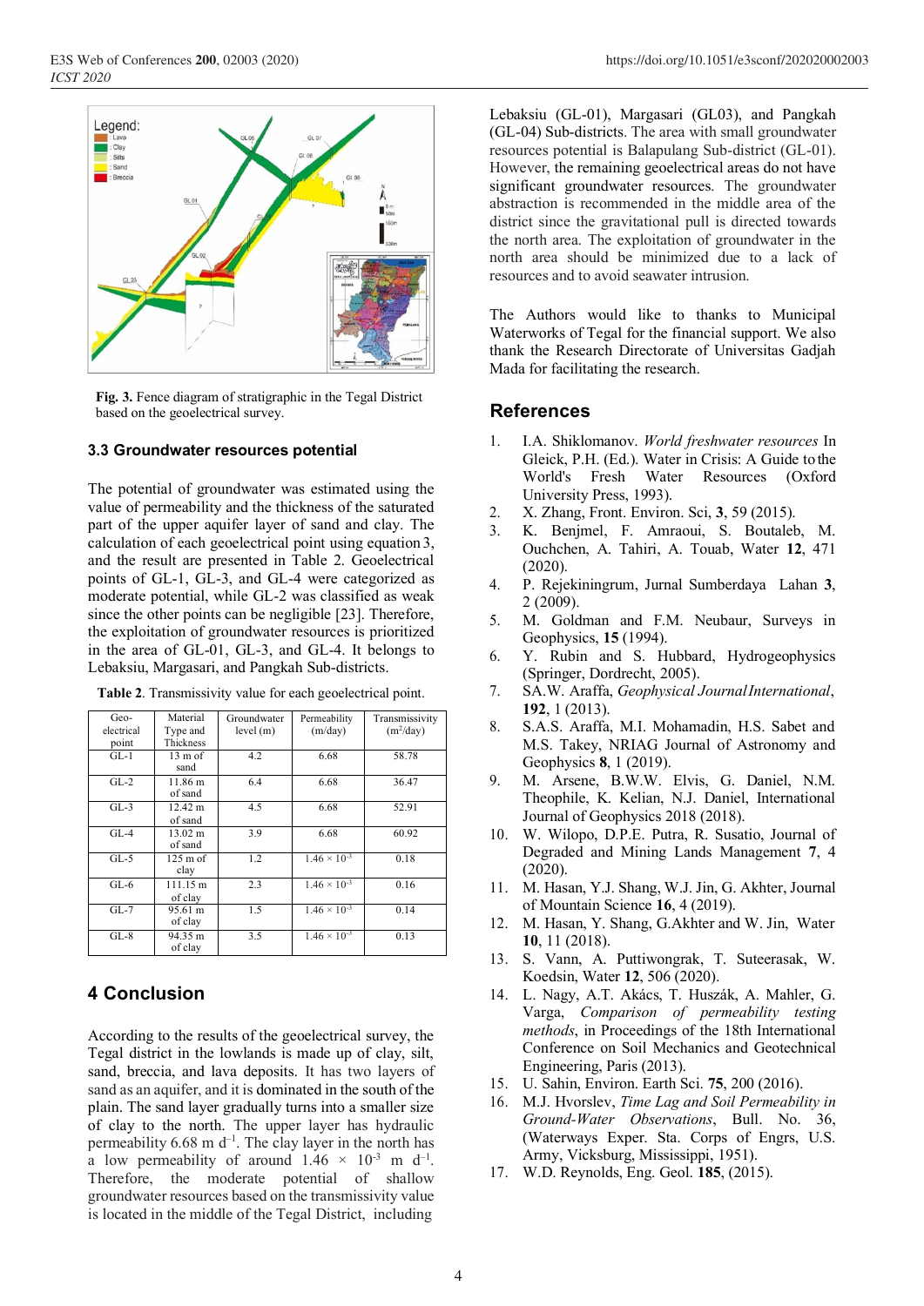Fig. 3. Fence diagram of stratigraphic in the Tegal District based on the geoelectrical survey.

### 3.3 Groundwater resources potential

The potential of groundwater was estimated using the value of permeability and the thickness of the saturated part of the upper aquifer layer of sand and clay. The calculation of each geoelectrical point using equation 3, and the result are presented in Table 2. Geoelectrical points of GL-1, GL-3, and GL-4 were categorized as moderate potential, while GL-2 was classified as weak since the other points can be negligible [23]. Therefore, the exploitation of groundwater resources is prioritized in the area of GL-01, GL-3, and GL-4. It belongs to Lebaksiu, Margasari, and Pangkah Sub-districts.

**Table 2**. Transmissivity value for each geoelectrical point.

| Geo-electrical point | Material Type and Thickness | Groundwater level (m) | Permeability (m/day) | Transmissivity ($m^2$/day) |
|---|---|---|---|---|
| GL-1 | 13 m of sand | 4.2 | 6.68 | 58.78 |
| GL-2 | 11.86 m of sand | 6.4 | 6.68 | 36.47 |
| GL-3 | 12.42 m of sand | 4.5 | 6.68 | 52.91 |
| GL-4 | 13.02 m of sand | 3.9 | 6.68 | 60.92 |
| GL-5 | 125 m of clay | 1.2 | $1.46 \times 10^{-3}$ | 0.18 |
| GL-6 | 111.15 m of clay | 2.3 | $1.46 \times 10^{-3}$ | 0.16 |
| GL-7 | 95.61 m of clay | 1.5 | $1.46 \times 10^{-3}$ | 0.14 |
| GL-8 | 94.35 m of clay | 3.5 | $1.46 \times 10^{-3}$ | 0.13 |

## 4 Conclusion

According to the results of the geoelectrical survey, the Tegal district in the lowlands is made up of clay, silt, sand, breccia, and lava deposits. It has two layers of sand as an aquifer, and it is dominated in the south of the plain. The sand layer gradually turns into a smaller size of clay to the north. The upper layer has hydraulic permeability 6.68 m $d^{-1}$. The clay layer in the north has a low permeability of around $1.46 \times 10^{-3}$ m $d^{-1}$. Therefore, the moderate potential of shallow groundwater resources based on the transmissivity value is located in the middle of the Tegal District, including Lebaksiu (GL-01), Margasari (GL03), and Pangkah (GL-04) Sub-districts. The area with small groundwater resources potential is Balapulang Sub-district (GL-01). However, the remaining geoelectrical areas do not have significant groundwater resources. The groundwater abstraction is recommended in the middle area of the district since the gravitational pull is directed towards the north area. The exploitation of groundwater in the north area should be minimized due to a lack of resources and to avoid seawater intrusion.

The Authors would like to thanks to Municipal Waterworks of Tegal for the financial support. We also thank the Research Directorate of Universitas Gadjah Mada for facilitating the research.

## References

1. I.A. Shiklomanov. *World freshwater resources* In Gleick, P.H. (Ed.). Water in Crisis: A Guide to the World's Fresh Water Resources (Oxford University Press, 1993).
2. X. Zhang, Front. Environ. Sci, **3**, 59 (2015).
3. K. Benjmel, F. Amraoui, S. Boutaleb, M. Ouchchen, A. Tahiri, A. Touab, Water **12**, 471 (2020).
4. P. Rejekiningrum, Jurnal Sumberdaya Lahan **3**, 2 (2009).
5. M. Goldman and F.M. Neubaur, Surveys in Geophysics, **15** (1994).
6. Y. Rubin and S. Hubbard, Hydrogeophysics (Springer, Dordrecht, 2005).
7. SA.W. Araffa, *Geophysical Journal International*, **192**, 1 (2013).
8. S.A.S. Araffa, M.I. Mohamadin, H.S. Sabet and M.S. Takey, NRIAG Journal of Astronomy and Geophysics **8**, 1 (2019).
9. M. Arsene, B.W.W. Elvis, G. Daniel, N.M. Theophile, K. Kelian, N.J. Daniel, International Journal of Geophysics 2018 (2018).
10. W. Wilopo, D.P.E. Putra, R. Susatio, Journal of Degraded and Mining Lands Management **7**, 4 (2020).
11. M. Hasan, Y.J. Shang, W.J. Jin, G. Akhter, Journal of Mountain Science **16**, 4 (2019).
12. M. Hasan, Y. Shang, G.Akhter and W. Jin, Water **10**, 11 (2018).
13. S. Vann, A. Puttiwongrak, T. Suteerasak, W. Koedsin, Water **12**, 506 (2020).
14. L. Nagy, A.T. Akács, T. Huszák, A. Mahler, G. Varga, *Comparison of permeability testing methods*, in Proceedings of the 18th International Conference on Soil Mechanics and Geotechnical Engineering, Paris (2013).
15. U. Sahin, Environ. Earth Sci. **75**, 200 (2016).
16. M.J. Hvorslev, *Time Lag and Soil Permeability in Ground-Water Observations*, Bull. No. 36, (Waterways Exper. Sta. Corps of Engrs, U.S. Army, Vicksburg, Mississippi, 1951).
17. W.D. Reynolds, Eng. Geol. **185**, (2015).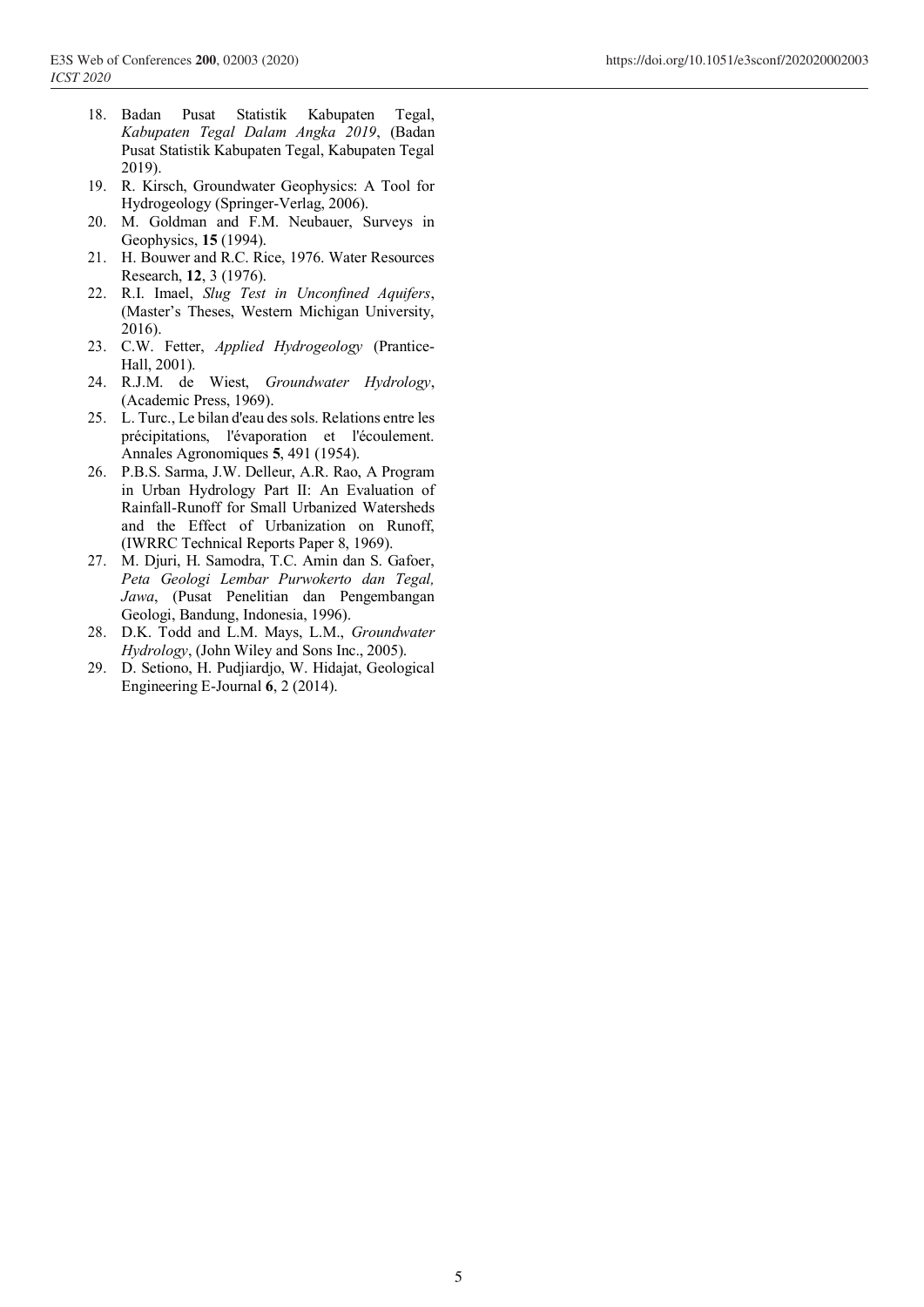18. Badan Pusat Statistik Kabupaten Tegal, *Kabupaten Tegal Dalam Angka 2019*, (Badan Pusat Statistik Kabupaten Tegal, Kabupaten Tegal 2019).
19. R. Kirsch, Groundwater Geophysics: A Tool for Hydrogeology (Springer-Verlag, 2006).
20. M. Goldman and F.M. Neubauer, Surveys in Geophysics, **15** (1994).
21. H. Bouwer and R.C. Rice, 1976. Water Resources Research, **12**, 3 (1976).
22. R.I. Imael, *Slug Test in Unconfined Aquifers*, (Master's Theses, Western Michigan University, 2016).
23. C.W. Fetter, *Applied Hydrogeology* (Prantice-Hall, 2001).
24. R.J.M. de Wiest, *Groundwater Hydrology*, (Academic Press, 1969).
25. L. Turc., Le bilan d'eau des sols. Relations entre les précipitations, l'évaporation et l'écoulement. Annales Agronomiques **5**, 491 (1954).
26. P.B.S. Sarma, J.W. Delleur, A.R. Rao, A Program in Urban Hydrology Part II: An Evaluation of Rainfall-Runoff for Small Urbanized Watersheds and the Effect of Urbanization on Runoff, (IWRRC Technical Reports Paper 8, 1969).
27. M. Djuri, H. Samodra, T.C. Amin dan S. Gafoer, *Peta Geologi Lembar Purwokerto dan Tegal, Jawa*, (Pusat Penelitian dan Pengembangan Geologi, Bandung, Indonesia, 1996).
28. D.K. Todd and L.M. Mays, L.M., *Groundwater Hydrology*, (John Wiley and Sons Inc., 2005).
29. D. Setiono, H. Pudjiardjo, W. Hidajat, Geological Engineering E-Journal **6**, 2 (2014).